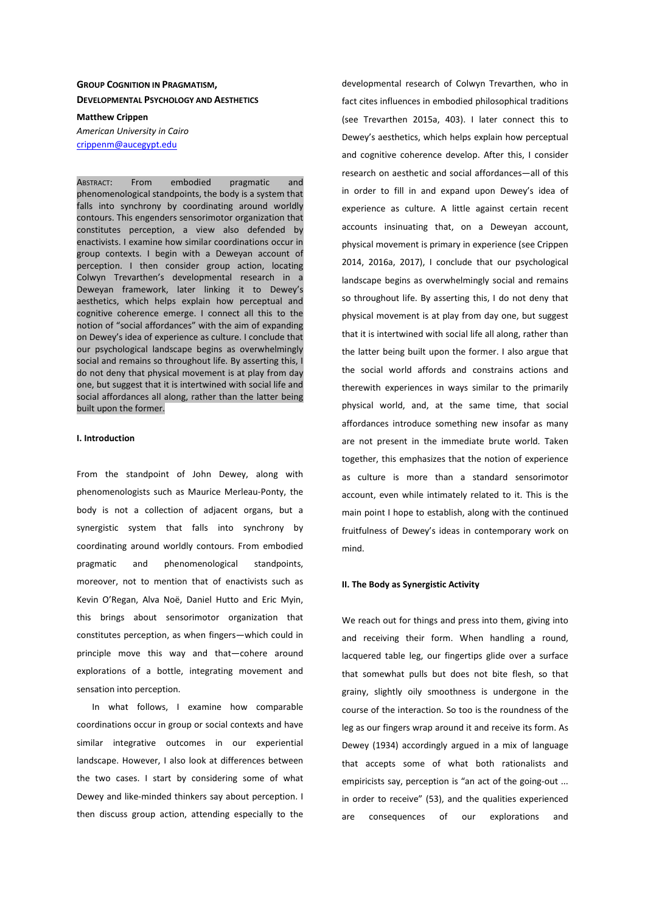# Group Cognition in Pragmatism, Developmental Psychology and Aesthetics

**Matthew Crippen**
*American University in Cairo*
crippenm@aucegypt.edu

Abstract: From embodied pragmatic and phenomenological standpoints, the body is a system that falls into synchrony by coordinating around worldly contours. This engenders sensorimotor organization that constitutes perception, a view also defended by enactivists. I examine how similar coordinations occur in group contexts. I begin with a Deweyan account of perception. I then consider group action, locating Colwyn Trevarthen's developmental research in a Deweyan framework, later linking it to Dewey's aesthetics, which helps explain how perceptual and cognitive coherence emerge. I connect all this to the notion of "social affordances" with the aim of expanding on Dewey's idea of experience as culture. I conclude that our psychological landscape begins as overwhelmingly social and remains so throughout life. By asserting this, I do not deny that physical movement is at play from day one, but suggest that it is intertwined with social life and social affordances all along, rather than the latter being built upon the former.

## I. Introduction

From the standpoint of John Dewey, along with phenomenologists such as Maurice Merleau-Ponty, the body is not a collection of adjacent organs, but a synergistic system that falls into synchrony by coordinating around worldly contours. From embodied pragmatic and phenomenological standpoints, moreover, not to mention that of enactivists such as Kevin O'Regan, Alva Noë, Daniel Hutto and Eric Myin, this brings about sensorimotor organization that constitutes perception, as when fingers—which could in principle move this way and that—cohere around explorations of a bottle, integrating movement and sensation into perception.

In what follows, I examine how comparable coordinations occur in group or social contexts and have similar integrative outcomes in our experiential landscape. However, I also look at differences between the two cases. I start by considering some of what Dewey and like-minded thinkers say about perception. I then discuss group action, attending especially to the developmental research of Colwyn Trevarthen, who in fact cites influences in embodied philosophical traditions (see Trevarthen 2015a, 403). I later connect this to Dewey's aesthetics, which helps explain how perceptual and cognitive coherence develop. After this, I consider research on aesthetic and social affordances—all of this in order to fill in and expand upon Dewey's idea of experience as culture. A little against certain recent accounts insinuating that, on a Deweyan account, physical movement is primary in experience (see Crippen 2014, 2016a, 2017), I conclude that our psychological landscape begins as overwhelmingly social and remains so throughout life. By asserting this, I do not deny that physical movement is at play from day one, but suggest that it is intertwined with social life all along, rather than the latter being built upon the former. I also argue that the social world affords and constrains actions and therewith experiences in ways similar to the primarily physical world, and, at the same time, that social affordances introduce something new insofar as many are not present in the immediate brute world. Taken together, this emphasizes that the notion of experience as culture is more than a standard sensorimotor account, even while intimately related to it. This is the main point I hope to establish, along with the continued fruitfulness of Dewey's ideas in contemporary work on mind.

## II. The Body as Synergistic Activity

We reach out for things and press into them, giving into and receiving their form. When handling a round, lacquered table leg, our fingertips glide over a surface that somewhat pulls but does not bite flesh, so that grainy, slightly oily smoothness is undergone in the course of the interaction. So too is the roundness of the leg as our fingers wrap around it and receive its form. As Dewey (1934) accordingly argued in a mix of language that accepts some of what both rationalists and empiricists say, perception is "an act of the going-out ... in order to receive" (53), and the qualities experienced are consequences of our explorations and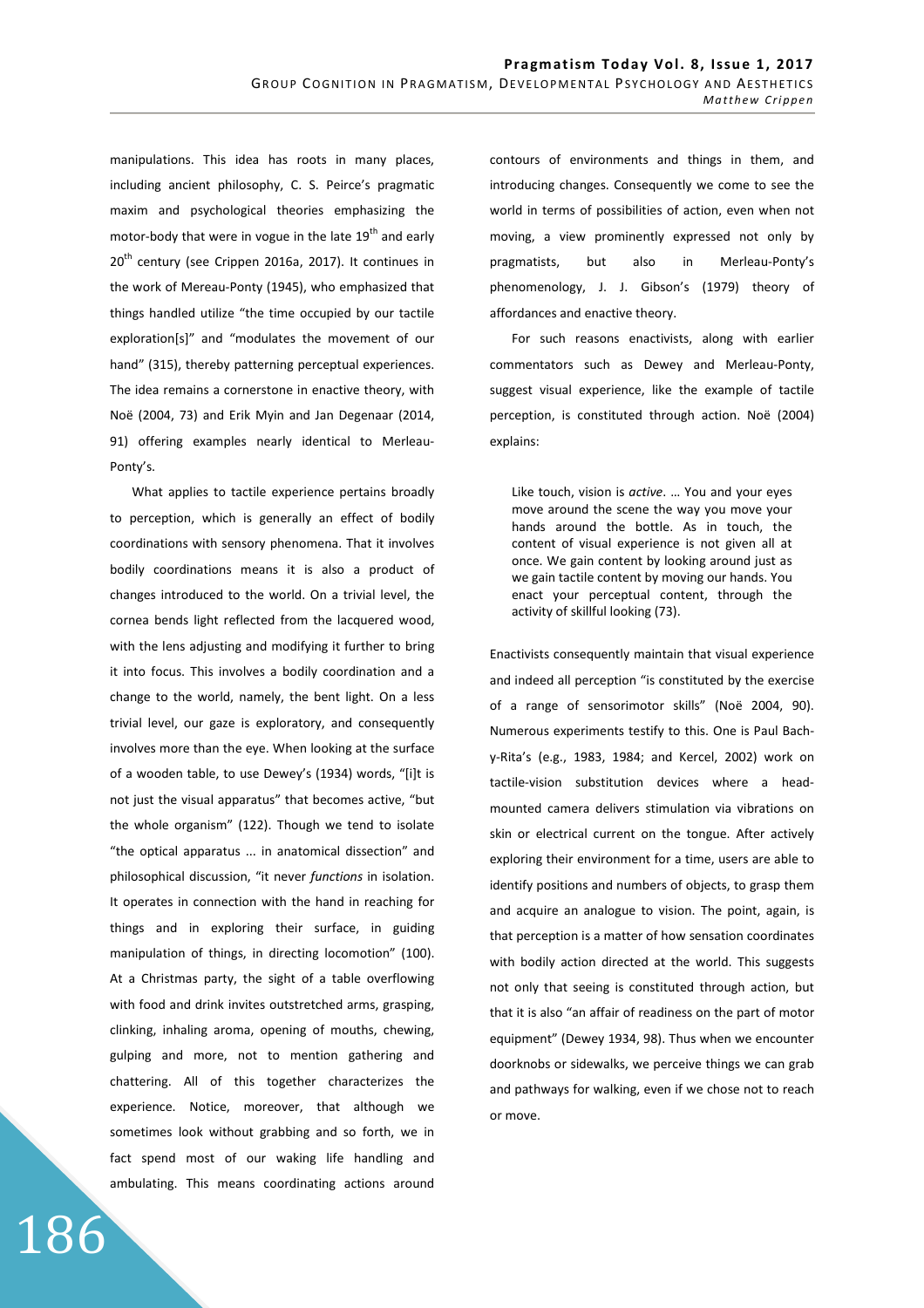manipulations. This idea has roots in many places, including ancient philosophy, C. S. Peirce's pragmatic maxim and psychological theories emphasizing the motor-body that were in vogue in the late 19th and early 20th century (see Crippen 2016a, 2017). It continues in the work of Mereau-Ponty (1945), who emphasized that things handled utilize "the time occupied by our tactile exploration[s]" and "modulates the movement of our hand" (315), thereby patterning perceptual experiences. The idea remains a cornerstone in enactive theory, with Noë (2004, 73) and Erik Myin and Jan Degenaar (2014, 91) offering examples nearly identical to Merleau-Ponty's.

What applies to tactile experience pertains broadly to perception, which is generally an effect of bodily coordinations with sensory phenomena. That it involves bodily coordinations means it is also a product of changes introduced to the world. On a trivial level, the cornea bends light reflected from the lacquered wood, with the lens adjusting and modifying it further to bring it into focus. This involves a bodily coordination and a change to the world, namely, the bent light. On a less trivial level, our gaze is exploratory, and consequently involves more than the eye. When looking at the surface of a wooden table, to use Dewey's (1934) words, "[i]t is not just the visual apparatus" that becomes active, "but the whole organism" (122). Though we tend to isolate "the optical apparatus ... in anatomical dissection" and philosophical discussion, "it never *functions* in isolation. It operates in connection with the hand in reaching for things and in exploring their surface, in guiding manipulation of things, in directing locomotion" (100). At a Christmas party, the sight of a table overflowing with food and drink invites outstretched arms, grasping, clinking, inhaling aroma, opening of mouths, chewing, gulping and more, not to mention gathering and chattering. All of this together characterizes the experience. Notice, moreover, that although we sometimes look without grabbing and so forth, we in fact spend most of our waking life handling and ambulating. This means coordinating actions around contours of environments and things in them, and introducing changes. Consequently we come to see the world in terms of possibilities of action, even when not moving, a view prominently expressed not only by pragmatists, but also in Merleau-Ponty's phenomenology, J. J. Gibson's (1979) theory of affordances and enactive theory.

For such reasons enactivists, along with earlier commentators such as Dewey and Merleau-Ponty, suggest visual experience, like the example of tactile perception, is constituted through action. Noë (2004) explains:

> Like touch, vision is *active*. … You and your eyes move around the scene the way you move your hands around the bottle. As in touch, the content of visual experience is not given all at once. We gain content by looking around just as we gain tactile content by moving our hands. You enact your perceptual content, through the activity of skillful looking (73).

Enactivists consequently maintain that visual experience and indeed all perception "is constituted by the exercise of a range of sensorimotor skills" (Noë 2004, 90). Numerous experiments testify to this. One is Paul Bach-y-Rita's (e.g., 1983, 1984; and Kercel, 2002) work on tactile-vision substitution devices where a head-mounted camera delivers stimulation via vibrations on skin or electrical current on the tongue. After actively exploring their environment for a time, users are able to identify positions and numbers of objects, to grasp them and acquire an analogue to vision. The point, again, is that perception is a matter of how sensation coordinates with bodily action directed at the world. This suggests not only that seeing is constituted through action, but that it is also "an affair of readiness on the part of motor equipment" (Dewey 1934, 98). Thus when we encounter doorknobs or sidewalks, we perceive things we can grab and pathways for walking, even if we chose not to reach or move.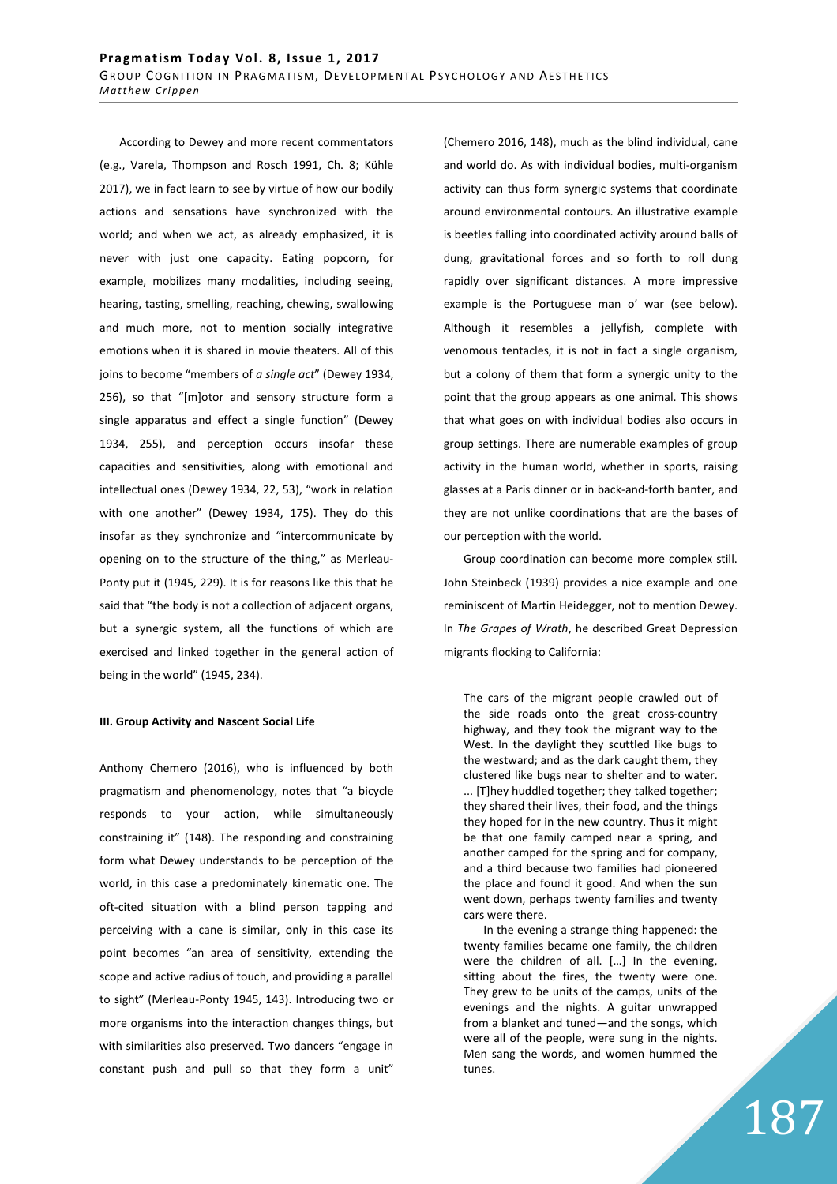According to Dewey and more recent commentators (e.g., Varela, Thompson and Rosch 1991, Ch. 8; Kühle 2017), we in fact learn to see by virtue of how our bodily actions and sensations have synchronized with the world; and when we act, as already emphasized, it is never with just one capacity. Eating popcorn, for example, mobilizes many modalities, including seeing, hearing, tasting, smelling, reaching, chewing, swallowing and much more, not to mention socially integrative emotions when it is shared in movie theaters. All of this joins to become "members of *a single act*" (Dewey 1934, 256), so that "[m]otor and sensory structure form a single apparatus and effect a single function" (Dewey 1934, 255), and perception occurs insofar these capacities and sensitivities, along with emotional and intellectual ones (Dewey 1934, 22, 53), "work in relation with one another" (Dewey 1934, 175). They do this insofar as they synchronize and "intercommunicate by opening on to the structure of the thing," as Merleau-Ponty put it (1945, 229). It is for reasons like this that he said that "the body is not a collection of adjacent organs, but a synergic system, all the functions of which are exercised and linked together in the general action of being in the world" (1945, 234).

**III. Group Activity and Nascent Social Life**

Anthony Chemero (2016), who is influenced by both pragmatism and phenomenology, notes that "a bicycle responds to your action, while simultaneously constraining it" (148). The responding and constraining form what Dewey understands to be perception of the world, in this case a predominately kinematic one. The oft-cited situation with a blind person tapping and perceiving with a cane is similar, only in this case its point becomes "an area of sensitivity, extending the scope and active radius of touch, and providing a parallel to sight" (Merleau-Ponty 1945, 143). Introducing two or more organisms into the interaction changes things, but with similarities also preserved. Two dancers "engage in constant push and pull so that they form a unit" (Chemero 2016, 148), much as the blind individual, cane and world do. As with individual bodies, multi-organism activity can thus form synergic systems that coordinate around environmental contours. An illustrative example is beetles falling into coordinated activity around balls of dung, gravitational forces and so forth to roll dung rapidly over significant distances. A more impressive example is the Portuguese man o' war (see below). Although it resembles a jellyfish, complete with venomous tentacles, it is not in fact a single organism, but a colony of them that form a synergic unity to the point that the group appears as one animal. This shows that what goes on with individual bodies also occurs in group settings. There are numerable examples of group activity in the human world, whether in sports, raising glasses at a Paris dinner or in back-and-forth banter, and they are not unlike coordinations that are the bases of our perception with the world.

Group coordination can become more complex still. John Steinbeck (1939) provides a nice example and one reminiscent of Martin Heidegger, not to mention Dewey. In *The Grapes of Wrath*, he described Great Depression migrants flocking to California:

> The cars of the migrant people crawled out of the side roads onto the great cross-country highway, and they took the migrant way to the West. In the daylight they scuttled like bugs to the westward; and as the dark caught them, they clustered like bugs near to shelter and to water. ... [T]hey huddled together; they talked together; they shared their lives, their food, and the things they hoped for in the new country. Thus it might be that one family camped near a spring, and another camped for the spring and for company, and a third because two families had pioneered the place and found it good. And when the sun went down, perhaps twenty families and twenty cars were there.
>
> In the evening a strange thing happened: the twenty families became one family, the children were the children of all. […] In the evening, sitting about the fires, the twenty were one. They grew to be units of the camps, units of the evenings and the nights. A guitar unwrapped from a blanket and tuned—and the songs, which were all of the people, were sung in the nights. Men sang the words, and women hummed the tunes.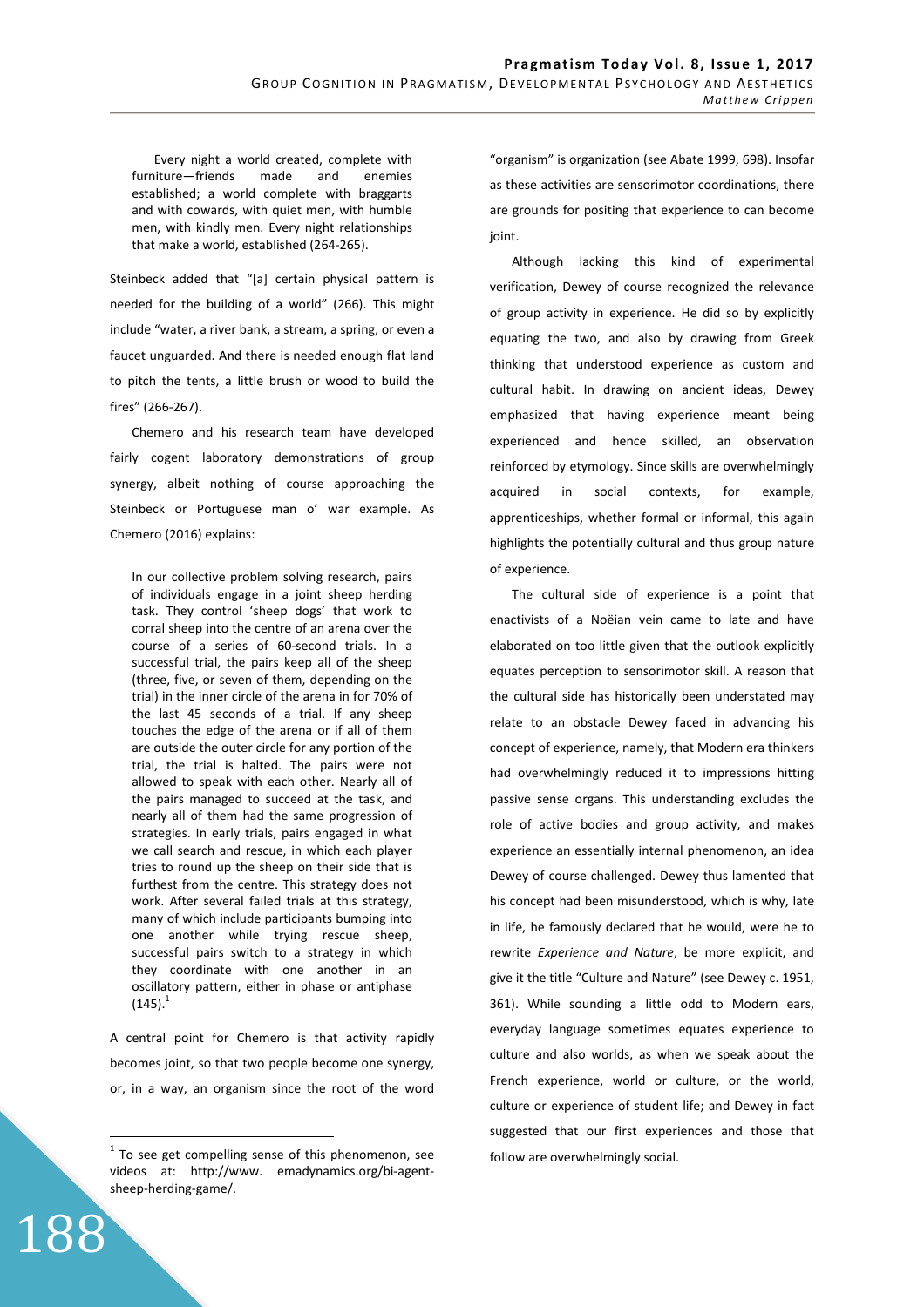> Every night a world created, complete with furniture—friends made and enemies established; a world complete with braggarts and with cowards, with quiet men, with humble men, with kindly men. Every night relationships that make a world, established (264-265).

Steinbeck added that "[a] certain physical pattern is needed for the building of a world" (266). This might include "water, a river bank, a stream, a spring, or even a faucet unguarded. And there is needed enough flat land to pitch the tents, a little brush or wood to build the fires" (266-267).

Chemero and his research team have developed fairly cogent laboratory demonstrations of group synergy, albeit nothing of course approaching the Steinbeck or Portuguese man o' war example. As Chemero (2016) explains:

> In our collective problem solving research, pairs of individuals engage in a joint sheep herding task. They control 'sheep dogs' that work to corral sheep into the centre of an arena over the course of a series of 60-second trials. In a successful trial, the pairs keep all of the sheep (three, five, or seven of them, depending on the trial) in the inner circle of the arena in for 70% of the last 45 seconds of a trial. If any sheep touches the edge of the arena or if all of them are outside the outer circle for any portion of the trial, the trial is halted. The pairs were not allowed to speak with each other. Nearly all of the pairs managed to succeed at the task, and nearly all of them had the same progression of strategies. In early trials, pairs engaged in what we call search and rescue, in which each player tries to round up the sheep on their side that is furthest from the centre. This strategy does not work. After several failed trials at this strategy, many of which include participants bumping into one another while trying rescue sheep, successful pairs switch to a strategy in which they coordinate with one another in an oscillatory pattern, either in phase or antiphase (145).[1]

A central point for Chemero is that activity rapidly becomes joint, so that two people become one synergy, or, in a way, an organism since the root of the word "organism" is organization (see Abate 1999, 698). Insofar as these activities are sensorimotor coordinations, there are grounds for positing that experience to can become joint.

Although lacking this kind of experimental verification, Dewey of course recognized the relevance of group activity in experience. He did so by explicitly equating the two, and also by drawing from Greek thinking that understood experience as custom and cultural habit. In drawing on ancient ideas, Dewey emphasized that having experience meant being experienced and hence skilled, an observation reinforced by etymology. Since skills are overwhelmingly acquired in social contexts, for example, apprenticeships, whether formal or informal, this again highlights the potentially cultural and thus group nature of experience.

The cultural side of experience is a point that enactivists of a Noëian vein came to late and have elaborated on too little given that the outlook explicitly equates perception to sensorimotor skill. A reason that the cultural side has historically been understated may relate to an obstacle Dewey faced in advancing his concept of experience, namely, that Modern era thinkers had overwhelmingly reduced it to impressions hitting passive sense organs. This understanding excludes the role of active bodies and group activity, and makes experience an essentially internal phenomenon, an idea Dewey of course challenged. Dewey thus lamented that his concept had been misunderstood, which is why, late in life, he famously declared that he would, were he to rewrite *Experience and Nature*, be more explicit, and give it the title "Culture and Nature" (see Dewey c. 1951, 361). While sounding a little odd to Modern ears, everyday language sometimes equates experience to culture and also worlds, as when we speak about the French experience, world or culture, or the world, culture or experience of student life; and Dewey in fact suggested that our first experiences and those that follow are overwhelmingly social.

---

[1] To see get compelling sense of this phenomenon, see videos at: http://www. emadynamics.org/bi-agent-sheep-herding-game/.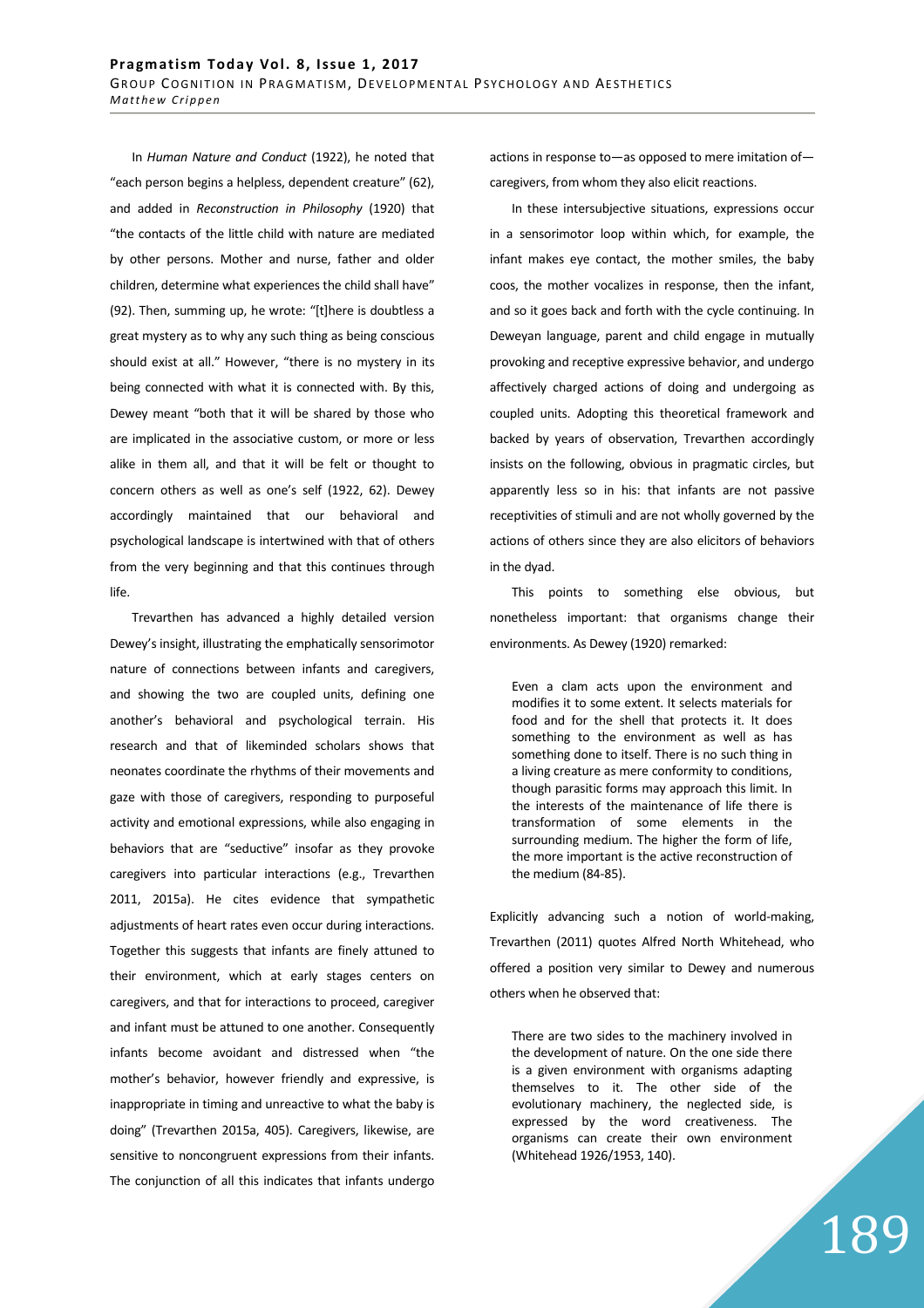In *Human Nature and Conduct* (1922), he noted that "each person begins a helpless, dependent creature" (62), and added in *Reconstruction in Philosophy* (1920) that "the contacts of the little child with nature are mediated by other persons. Mother and nurse, father and older children, determine what experiences the child shall have" (92). Then, summing up, he wrote: "[t]here is doubtless a great mystery as to why any such thing as being conscious should exist at all." However, "there is no mystery in its being connected with what it is connected with. By this, Dewey meant "both that it will be shared by those who are implicated in the associative custom, or more or less alike in them all, and that it will be felt or thought to concern others as well as one's self (1922, 62). Dewey accordingly maintained that our behavioral and psychological landscape is intertwined with that of others from the very beginning and that this continues through life.

Trevarthen has advanced a highly detailed version Dewey's insight, illustrating the emphatically sensorimotor nature of connections between infants and caregivers, and showing the two are coupled units, defining one another's behavioral and psychological terrain. His research and that of likeminded scholars shows that neonates coordinate the rhythms of their movements and gaze with those of caregivers, responding to purposeful activity and emotional expressions, while also engaging in behaviors that are "seductive" insofar as they provoke caregivers into particular interactions (e.g., Trevarthen 2011, 2015a). He cites evidence that sympathetic adjustments of heart rates even occur during interactions. Together this suggests that infants are finely attuned to their environment, which at early stages centers on caregivers, and that for interactions to proceed, caregiver and infant must be attuned to one another. Consequently infants become avoidant and distressed when "the mother's behavior, however friendly and expressive, is inappropriate in timing and unreactive to what the baby is doing" (Trevarthen 2015a, 405). Caregivers, likewise, are sensitive to noncongruent expressions from their infants. The conjunction of all this indicates that infants undergo actions in response to—as opposed to mere imitation of—caregivers, from whom they also elicit reactions.

In these intersubjective situations, expressions occur in a sensorimotor loop within which, for example, the infant makes eye contact, the mother smiles, the baby coos, the mother vocalizes in response, then the infant, and so it goes back and forth with the cycle continuing. In Deweyan language, parent and child engage in mutually provoking and receptive expressive behavior, and undergo affectively charged actions of doing and undergoing as coupled units. Adopting this theoretical framework and backed by years of observation, Trevarthen accordingly insists on the following, obvious in pragmatic circles, but apparently less so in his: that infants are not passive receptivities of stimuli and are not wholly governed by the actions of others since they are also elicitors of behaviors in the dyad.

This points to something else obvious, but nonetheless important: that organisms change their environments. As Dewey (1920) remarked:

> Even a clam acts upon the environment and modifies it to some extent. It selects materials for food and for the shell that protects it. It does something to the environment as well as has something done to itself. There is no such thing in a living creature as mere conformity to conditions, though parasitic forms may approach this limit. In the interests of the maintenance of life there is transformation of some elements in the surrounding medium. The higher the form of life, the more important is the active reconstruction of the medium (84-85).

Explicitly advancing such a notion of world-making, Trevarthen (2011) quotes Alfred North Whitehead, who offered a position very similar to Dewey and numerous others when he observed that:

> There are two sides to the machinery involved in the development of nature. On the one side there is a given environment with organisms adapting themselves to it. The other side of the evolutionary machinery, the neglected side, is expressed by the word creativeness. The organisms can create their own environment (Whitehead 1926/1953, 140).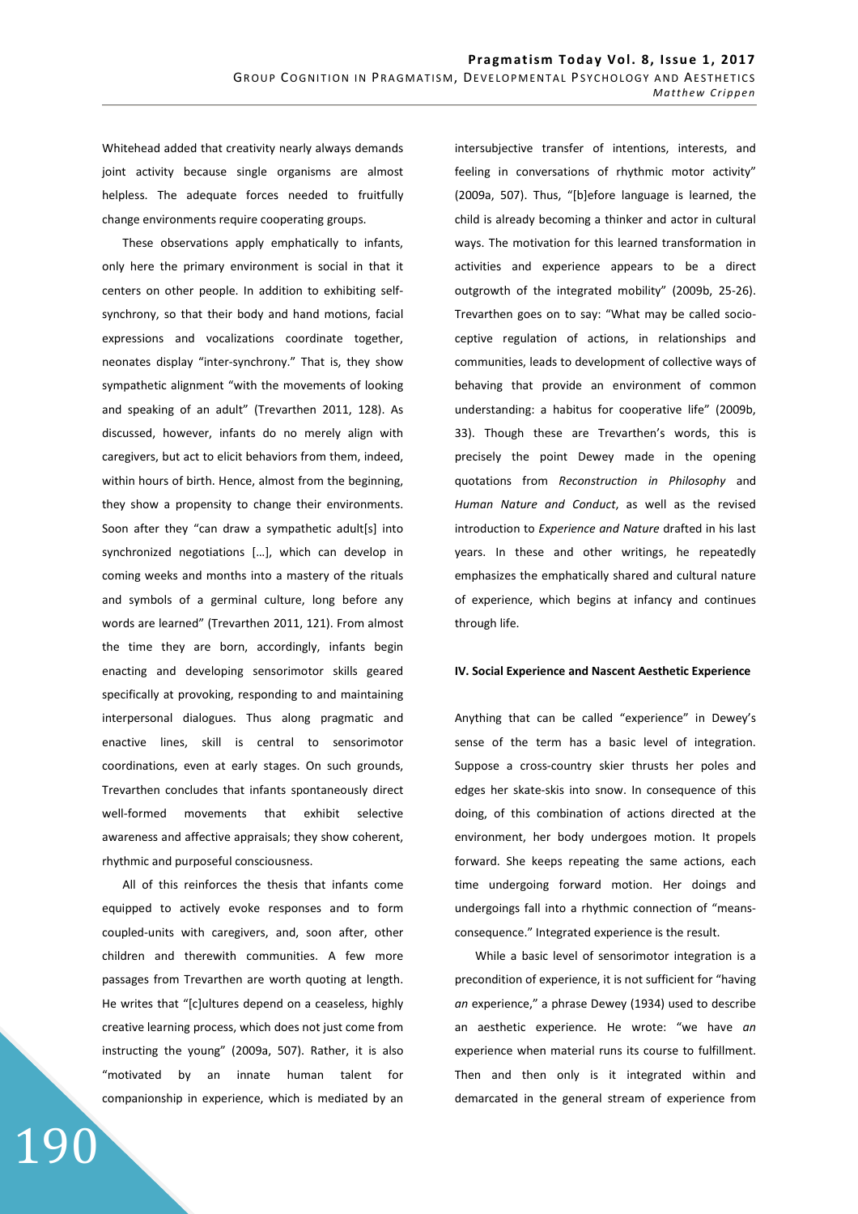Whitehead added that creativity nearly always demands joint activity because single organisms are almost helpless. The adequate forces needed to fruitfully change environments require cooperating groups.

These observations apply emphatically to infants, only here the primary environment is social in that it centers on other people. In addition to exhibiting self-synchrony, so that their body and hand motions, facial expressions and vocalizations coordinate together, neonates display "inter-synchrony." That is, they show sympathetic alignment "with the movements of looking and speaking of an adult" (Trevarthen 2011, 128). As discussed, however, infants do no merely align with caregivers, but act to elicit behaviors from them, indeed, within hours of birth. Hence, almost from the beginning, they show a propensity to change their environments. Soon after they "can draw a sympathetic adult[s] into synchronized negotiations […], which can develop in coming weeks and months into a mastery of the rituals and symbols of a germinal culture, long before any words are learned" (Trevarthen 2011, 121). From almost the time they are born, accordingly, infants begin enacting and developing sensorimotor skills geared specifically at provoking, responding to and maintaining interpersonal dialogues. Thus along pragmatic and enactive lines, skill is central to sensorimotor coordinations, even at early stages. On such grounds, Trevarthen concludes that infants spontaneously direct well-formed movements that exhibit selective awareness and affective appraisals; they show coherent, rhythmic and purposeful consciousness.

All of this reinforces the thesis that infants come equipped to actively evoke responses and to form coupled-units with caregivers, and, soon after, other children and therewith communities. A few more passages from Trevarthen are worth quoting at length. He writes that "[c]ultures depend on a ceaseless, highly creative learning process, which does not just come from instructing the young" (2009a, 507). Rather, it is also "motivated by an innate human talent for companionship in experience, which is mediated by an intersubjective transfer of intentions, interests, and feeling in conversations of rhythmic motor activity" (2009a, 507). Thus, "[b]efore language is learned, the child is already becoming a thinker and actor in cultural ways. The motivation for this learned transformation in activities and experience appears to be a direct outgrowth of the integrated mobility" (2009b, 25-26). Trevarthen goes on to say: "What may be called socio-ceptive regulation of actions, in relationships and communities, leads to development of collective ways of behaving that provide an environment of common understanding: a habitus for cooperative life" (2009b, 33). Though these are Trevarthen's words, this is precisely the point Dewey made in the opening quotations from *Reconstruction in Philosophy* and *Human Nature and Conduct*, as well as the revised introduction to *Experience and Nature* drafted in his last years. In these and other writings, he repeatedly emphasizes the emphatically shared and cultural nature of experience, which begins at infancy and continues through life.

### IV. Social Experience and Nascent Aesthetic Experience

Anything that can be called "experience" in Dewey's sense of the term has a basic level of integration. Suppose a cross-country skier thrusts her poles and edges her skate-skis into snow. In consequence of this doing, of this combination of actions directed at the environment, her body undergoes motion. It propels forward. She keeps repeating the same actions, each time undergoing forward motion. Her doings and undergoings fall into a rhythmic connection of "means-consequence." Integrated experience is the result.

While a basic level of sensorimotor integration is a precondition of experience, it is not sufficient for "having *an* experience," a phrase Dewey (1934) used to describe an aesthetic experience. He wrote: "we have *an* experience when material runs its course to fulfillment. Then and then only is it integrated within and demarcated in the general stream of experience from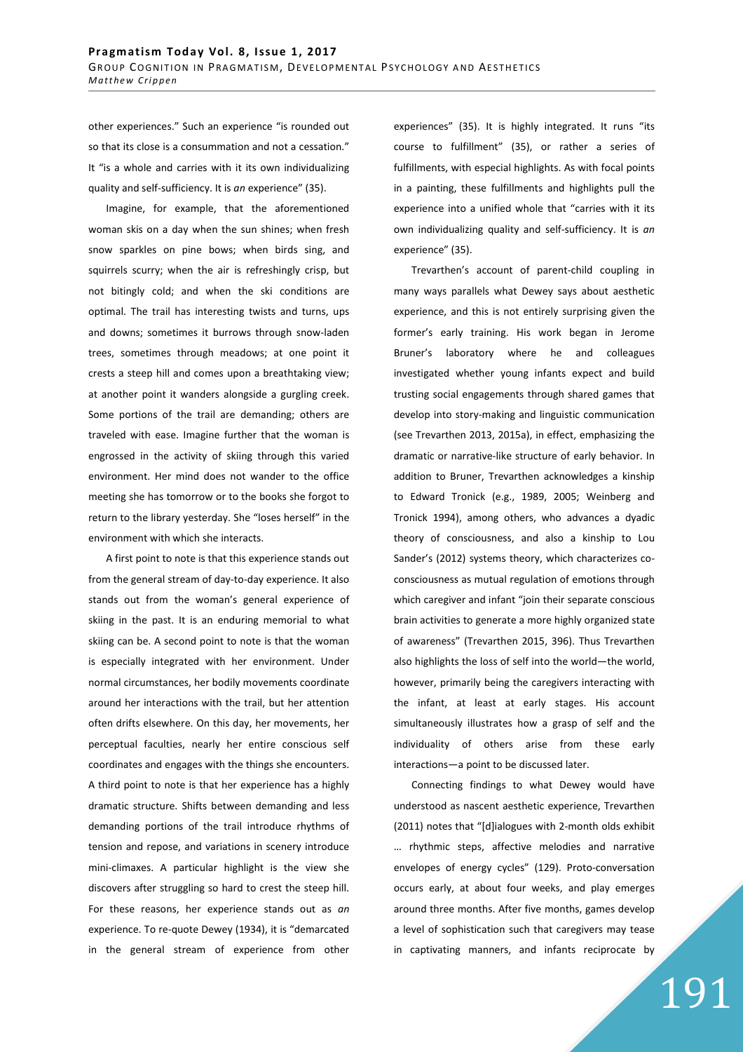other experiences." Such an experience "is rounded out so that its close is a consummation and not a cessation." It "is a whole and carries with it its own individualizing quality and self-sufficiency. It is *an* experience" (35).

Imagine, for example, that the aforementioned woman skis on a day when the sun shines; when fresh snow sparkles on pine bows; when birds sing, and squirrels scurry; when the air is refreshingly crisp, but not bitingly cold; and when the ski conditions are optimal. The trail has interesting twists and turns, ups and downs; sometimes it burrows through snow-laden trees, sometimes through meadows; at one point it crests a steep hill and comes upon a breathtaking view; at another point it wanders alongside a gurgling creek. Some portions of the trail are demanding; others are traveled with ease. Imagine further that the woman is engrossed in the activity of skiing through this varied environment. Her mind does not wander to the office meeting she has tomorrow or to the books she forgot to return to the library yesterday. She "loses herself" in the environment with which she interacts.

A first point to note is that this experience stands out from the general stream of day-to-day experience. It also stands out from the woman's general experience of skiing in the past. It is an enduring memorial to what skiing can be. A second point to note is that the woman is especially integrated with her environment. Under normal circumstances, her bodily movements coordinate around her interactions with the trail, but her attention often drifts elsewhere. On this day, her movements, her perceptual faculties, nearly her entire conscious self coordinates and engages with the things she encounters. A third point to note is that her experience has a highly dramatic structure. Shifts between demanding and less demanding portions of the trail introduce rhythms of tension and repose, and variations in scenery introduce mini-climaxes. A particular highlight is the view she discovers after struggling so hard to crest the steep hill. For these reasons, her experience stands out as *an* experience. To re-quote Dewey (1934), it is "demarcated in the general stream of experience from other experiences" (35). It is highly integrated. It runs "its course to fulfillment" (35), or rather a series of fulfillments, with especial highlights. As with focal points in a painting, these fulfillments and highlights pull the experience into a unified whole that "carries with it its own individualizing quality and self-sufficiency. It is *an* experience" (35).

Trevarthen's account of parent-child coupling in many ways parallels what Dewey says about aesthetic experience, and this is not entirely surprising given the former's early training. His work began in Jerome Bruner's laboratory where he and colleagues investigated whether young infants expect and build trusting social engagements through shared games that develop into story-making and linguistic communication (see Trevarthen 2013, 2015a), in effect, emphasizing the dramatic or narrative-like structure of early behavior. In addition to Bruner, Trevarthen acknowledges a kinship to Edward Tronick (e.g., 1989, 2005; Weinberg and Tronick 1994), among others, who advances a dyadic theory of consciousness, and also a kinship to Lou Sander's (2012) systems theory, which characterizes co-consciousness as mutual regulation of emotions through which caregiver and infant "join their separate conscious brain activities to generate a more highly organized state of awareness" (Trevarthen 2015, 396). Thus Trevarthen also highlights the loss of self into the world—the world, however, primarily being the caregivers interacting with the infant, at least at early stages. His account simultaneously illustrates how a grasp of self and the individuality of others arise from these early interactions—a point to be discussed later.

Connecting findings to what Dewey would have understood as nascent aesthetic experience, Trevarthen (2011) notes that "[d]ialogues with 2-month olds exhibit … rhythmic steps, affective melodies and narrative envelopes of energy cycles" (129). Proto-conversation occurs early, at about four weeks, and play emerges around three months. After five months, games develop a level of sophistication such that caregivers may tease in captivating manners, and infants reciprocate by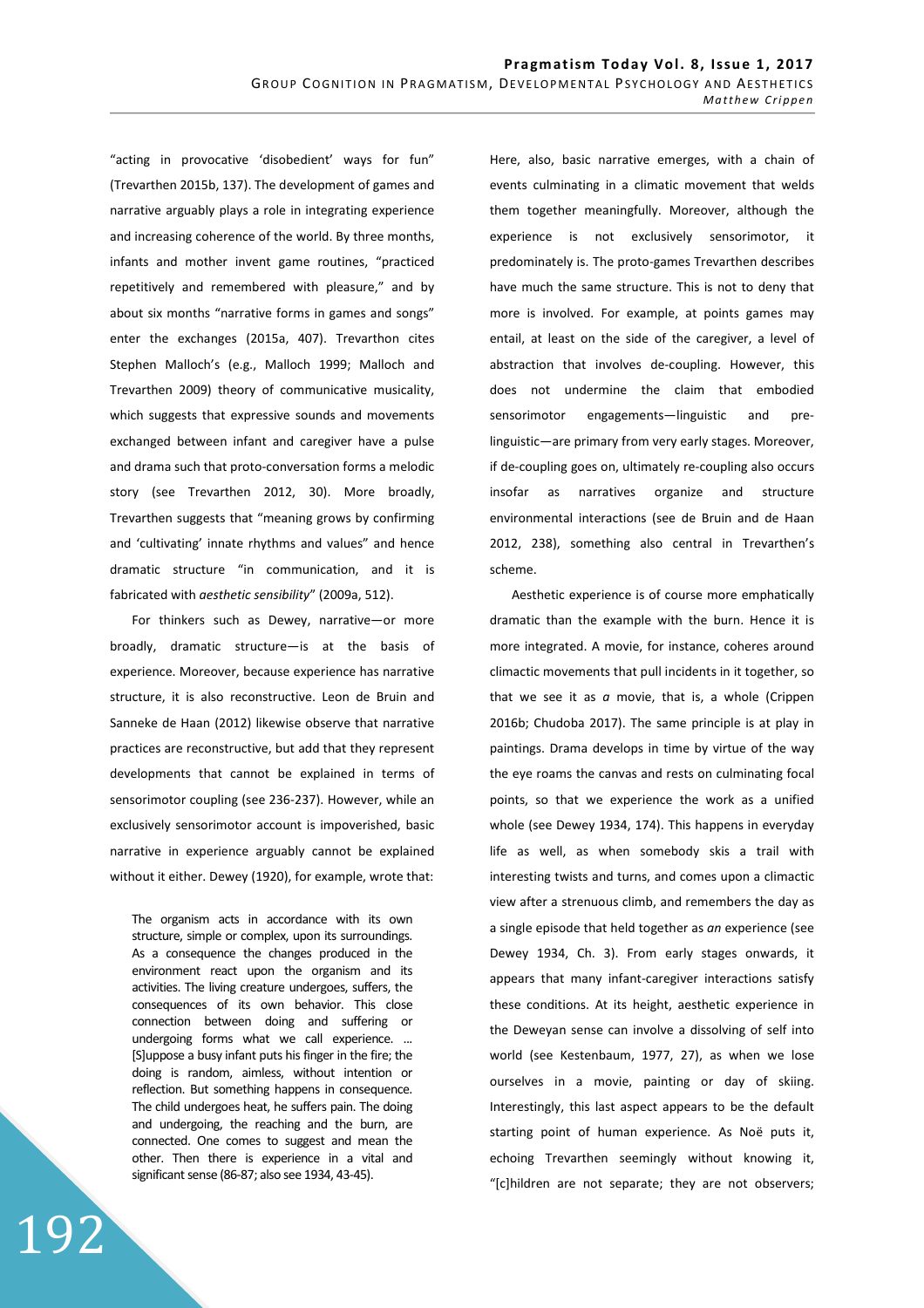"acting in provocative 'disobedient' ways for fun" (Trevarthen 2015b, 137). The development of games and narrative arguably plays a role in integrating experience and increasing coherence of the world. By three months, infants and mother invent game routines, "practiced repetitively and remembered with pleasure," and by about six months "narrative forms in games and songs" enter the exchanges (2015a, 407). Trevarthon cites Stephen Malloch's (e.g., Malloch 1999; Malloch and Trevarthen 2009) theory of communicative musicality, which suggests that expressive sounds and movements exchanged between infant and caregiver have a pulse and drama such that proto-conversation forms a melodic story (see Trevarthen 2012, 30). More broadly, Trevarthen suggests that "meaning grows by confirming and 'cultivating' innate rhythms and values" and hence dramatic structure "in communication, and it is fabricated with *aesthetic sensibility*" (2009a, 512).

For thinkers such as Dewey, narrative—or more broadly, dramatic structure—is at the basis of experience. Moreover, because experience has narrative structure, it is also reconstructive. Leon de Bruin and Sanneke de Haan (2012) likewise observe that narrative practices are reconstructive, but add that they represent developments that cannot be explained in terms of sensorimotor coupling (see 236-237). However, while an exclusively sensorimotor account is impoverished, basic narrative in experience arguably cannot be explained without it either. Dewey (1920), for example, wrote that:

> The organism acts in accordance with its own structure, simple or complex, upon its surroundings. As a consequence the changes produced in the environment react upon the organism and its activities. The living creature undergoes, suffers, the consequences of its own behavior. This close connection between doing and suffering or undergoing forms what we call experience. ... [S]uppose a busy infant puts his finger in the fire; the doing is random, aimless, without intention or reflection. But something happens in consequence. The child undergoes heat, he suffers pain. The doing and undergoing, the reaching and the burn, are connected. One comes to suggest and mean the other. Then there is experience in a vital and significant sense (86-87; also see 1934, 43-45).

Here, also, basic narrative emerges, with a chain of events culminating in a climatic movement that welds them together meaningfully. Moreover, although the experience is not exclusively sensorimotor, it predominately is. The proto-games Trevarthen describes have much the same structure. This is not to deny that more is involved. For example, at points games may entail, at least on the side of the caregiver, a level of abstraction that involves de-coupling. However, this does not undermine the claim that embodied sensorimotor engagements—linguistic and pre-linguistic—are primary from very early stages. Moreover, if de-coupling goes on, ultimately re-coupling also occurs insofar as narratives organize and structure environmental interactions (see de Bruin and de Haan 2012, 238), something also central in Trevarthen's scheme.

Aesthetic experience is of course more emphatically dramatic than the example with the burn. Hence it is more integrated. A movie, for instance, coheres around climactic movements that pull incidents in it together, so that we see it as *a* movie, that is, a whole (Crippen 2016b; Chudoba 2017). The same principle is at play in paintings. Drama develops in time by virtue of the way the eye roams the canvas and rests on culminating focal points, so that we experience the work as a unified whole (see Dewey 1934, 174). This happens in everyday life as well, as when somebody skis a trail with interesting twists and turns, and comes upon a climactic view after a strenuous climb, and remembers the day as a single episode that held together as *an* experience (see Dewey 1934, Ch. 3). From early stages onwards, it appears that many infant-caregiver interactions satisfy these conditions. At its height, aesthetic experience in the Deweyan sense can involve a dissolving of self into world (see Kestenbaum, 1977, 27), as when we lose ourselves in a movie, painting or day of skiing. Interestingly, this last aspect appears to be the default starting point of human experience. As Noë puts it, echoing Trevarthen seemingly without knowing it, "[c]hildren are not separate; they are not observers;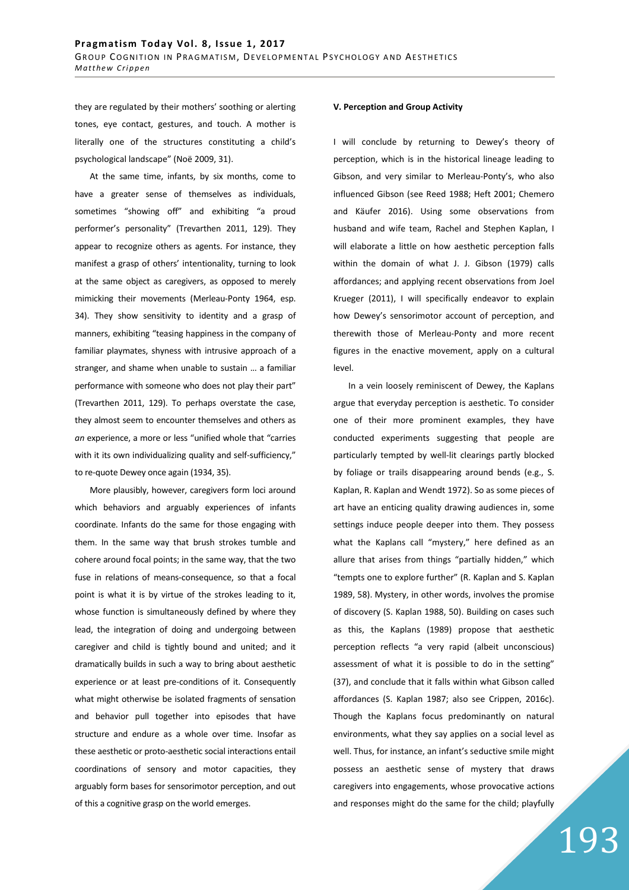they are regulated by their mothers' soothing or alerting tones, eye contact, gestures, and touch. A mother is literally one of the structures constituting a child's psychological landscape" (Noë 2009, 31).

At the same time, infants, by six months, come to have a greater sense of themselves as individuals, sometimes "showing off" and exhibiting "a proud performer's personality" (Trevarthen 2011, 129). They appear to recognize others as agents. For instance, they manifest a grasp of others' intentionality, turning to look at the same object as caregivers, as opposed to merely mimicking their movements (Merleau-Ponty 1964, esp. 34). They show sensitivity to identity and a grasp of manners, exhibiting "teasing happiness in the company of familiar playmates, shyness with intrusive approach of a stranger, and shame when unable to sustain … a familiar performance with someone who does not play their part" (Trevarthen 2011, 129). To perhaps overstate the case, they almost seem to encounter themselves and others as *an* experience, a more or less "unified whole that "carries with it its own individualizing quality and self-sufficiency," to re-quote Dewey once again (1934, 35).

More plausibly, however, caregivers form loci around which behaviors and arguably experiences of infants coordinate. Infants do the same for those engaging with them. In the same way that brush strokes tumble and cohere around focal points; in the same way, that the two fuse in relations of means-consequence, so that a focal point is what it is by virtue of the strokes leading to it, whose function is simultaneously defined by where they lead, the integration of doing and undergoing between caregiver and child is tightly bound and united; and it dramatically builds in such a way to bring about aesthetic experience or at least pre-conditions of it. Consequently what might otherwise be isolated fragments of sensation and behavior pull together into episodes that have structure and endure as a whole over time. Insofar as these aesthetic or proto-aesthetic social interactions entail coordinations of sensory and motor capacities, they arguably form bases for sensorimotor perception, and out of this a cognitive grasp on the world emerges.

## V. Perception and Group Activity

I will conclude by returning to Dewey's theory of perception, which is in the historical lineage leading to Gibson, and very similar to Merleau-Ponty's, who also influenced Gibson (see Reed 1988; Heft 2001; Chemero and Käufer 2016). Using some observations from husband and wife team, Rachel and Stephen Kaplan, I will elaborate a little on how aesthetic perception falls within the domain of what J. J. Gibson (1979) calls affordances; and applying recent observations from Joel Krueger (2011), I will specifically endeavor to explain how Dewey's sensorimotor account of perception, and therewith those of Merleau-Ponty and more recent figures in the enactive movement, apply on a cultural level.

In a vein loosely reminiscent of Dewey, the Kaplans argue that everyday perception is aesthetic. To consider one of their more prominent examples, they have conducted experiments suggesting that people are particularly tempted by well-lit clearings partly blocked by foliage or trails disappearing around bends (e.g., S. Kaplan, R. Kaplan and Wendt 1972). So as some pieces of art have an enticing quality drawing audiences in, some settings induce people deeper into them. They possess what the Kaplans call "mystery," here defined as an allure that arises from things "partially hidden," which "tempts one to explore further" (R. Kaplan and S. Kaplan 1989, 58). Mystery, in other words, involves the promise of discovery (S. Kaplan 1988, 50). Building on cases such as this, the Kaplans (1989) propose that aesthetic perception reflects "a very rapid (albeit unconscious) assessment of what it is possible to do in the setting" (37), and conclude that it falls within what Gibson called affordances (S. Kaplan 1987; also see Crippen, 2016c). Though the Kaplans focus predominantly on natural environments, what they say applies on a social level as well. Thus, for instance, an infant's seductive smile might possess an aesthetic sense of mystery that draws caregivers into engagements, whose provocative actions and responses might do the same for the child; playfully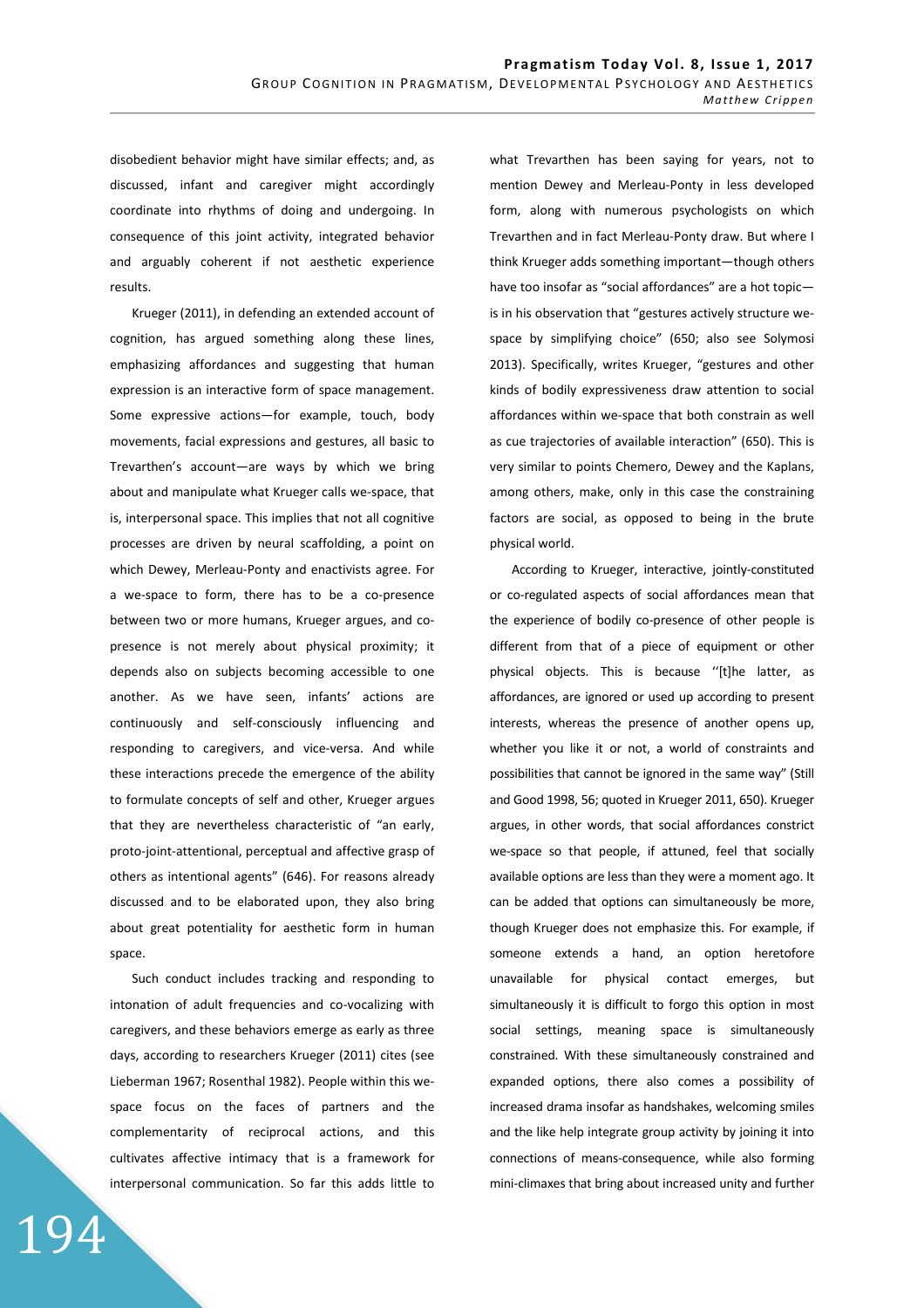disobedient behavior might have similar effects; and, as discussed, infant and caregiver might accordingly coordinate into rhythms of doing and undergoing. In consequence of this joint activity, integrated behavior and arguably coherent if not aesthetic experience results.

Krueger (2011), in defending an extended account of cognition, has argued something along these lines, emphasizing affordances and suggesting that human expression is an interactive form of space management. Some expressive actions—for example, touch, body movements, facial expressions and gestures, all basic to Trevarthen's account—are ways by which we bring about and manipulate what Krueger calls we-space, that is, interpersonal space. This implies that not all cognitive processes are driven by neural scaffolding, a point on which Dewey, Merleau-Ponty and enactivists agree. For a we-space to form, there has to be a co-presence between two or more humans, Krueger argues, and co-presence is not merely about physical proximity; it depends also on subjects becoming accessible to one another. As we have seen, infants' actions are continuously and self-consciously influencing and responding to caregivers, and vice-versa. And while these interactions precede the emergence of the ability to formulate concepts of self and other, Krueger argues that they are nevertheless characteristic of "an early, proto-joint-attentional, perceptual and affective grasp of others as intentional agents" (646). For reasons already discussed and to be elaborated upon, they also bring about great potentiality for aesthetic form in human space.

Such conduct includes tracking and responding to intonation of adult frequencies and co-vocalizing with caregivers, and these behaviors emerge as early as three days, according to researchers Krueger (2011) cites (see Lieberman 1967; Rosenthal 1982). People within this we-space focus on the faces of partners and the complementarity of reciprocal actions, and this cultivates affective intimacy that is a framework for interpersonal communication. So far this adds little to what Trevarthen has been saying for years, not to mention Dewey and Merleau-Ponty in less developed form, along with numerous psychologists on which Trevarthen and in fact Merleau-Ponty draw. But where I think Krueger adds something important—though others have too insofar as "social affordances" are a hot topic—is in his observation that "gestures actively structure we-space by simplifying choice" (650; also see Solymosi 2013). Specifically, writes Krueger, "gestures and other kinds of bodily expressiveness draw attention to social affordances within we-space that both constrain as well as cue trajectories of available interaction" (650). This is very similar to points Chemero, Dewey and the Kaplans, among others, make, only in this case the constraining factors are social, as opposed to being in the brute physical world.

According to Krueger, interactive, jointly-constituted or co-regulated aspects of social affordances mean that the experience of bodily co-presence of other people is different from that of a piece of equipment or other physical objects. This is because ''[t]he latter, as affordances, are ignored or used up according to present interests, whereas the presence of another opens up, whether you like it or not, a world of constraints and possibilities that cannot be ignored in the same way" (Still and Good 1998, 56; quoted in Krueger 2011, 650). Krueger argues, in other words, that social affordances constrict we-space so that people, if attuned, feel that socially available options are less than they were a moment ago. It can be added that options can simultaneously be more, though Krueger does not emphasize this. For example, if someone extends a hand, an option heretofore unavailable for physical contact emerges, but simultaneously it is difficult to forgo this option in most social settings, meaning space is simultaneously constrained. With these simultaneously constrained and expanded options, there also comes a possibility of increased drama insofar as handshakes, welcoming smiles and the like help integrate group activity by joining it into connections of means-consequence, while also forming mini-climaxes that bring about increased unity and further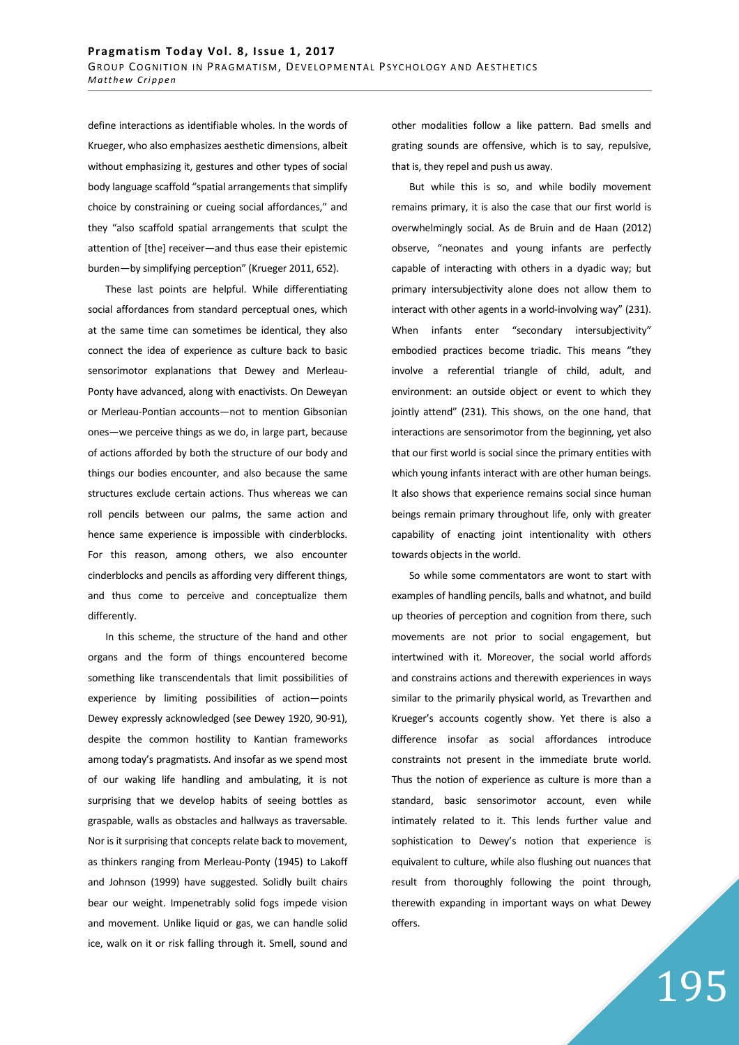define interactions as identifiable wholes. In the words of Krueger, who also emphasizes aesthetic dimensions, albeit without emphasizing it, gestures and other types of social body language scaffold "spatial arrangements that simplify choice by constraining or cueing social affordances," and they "also scaffold spatial arrangements that sculpt the attention of [the] receiver—and thus ease their epistemic burden—by simplifying perception" (Krueger 2011, 652).

These last points are helpful. While differentiating social affordances from standard perceptual ones, which at the same time can sometimes be identical, they also connect the idea of experience as culture back to basic sensorimotor explanations that Dewey and Merleau-Ponty have advanced, along with enactivists. On Deweyan or Merleau-Pontian accounts—not to mention Gibsonian ones—we perceive things as we do, in large part, because of actions afforded by both the structure of our body and things our bodies encounter, and also because the same structures exclude certain actions. Thus whereas we can roll pencils between our palms, the same action and hence same experience is impossible with cinderblocks. For this reason, among others, we also encounter cinderblocks and pencils as affording very different things, and thus come to perceive and conceptualize them differently.

In this scheme, the structure of the hand and other organs and the form of things encountered become something like transcendentals that limit possibilities of experience by limiting possibilities of action—points Dewey expressly acknowledged (see Dewey 1920, 90-91), despite the common hostility to Kantian frameworks among today's pragmatists. And insofar as we spend most of our waking life handling and ambulating, it is not surprising that we develop habits of seeing bottles as graspable, walls as obstacles and hallways as traversable. Nor is it surprising that concepts relate back to movement, as thinkers ranging from Merleau-Ponty (1945) to Lakoff and Johnson (1999) have suggested. Solidly built chairs bear our weight. Impenetrably solid fogs impede vision and movement. Unlike liquid or gas, we can handle solid ice, walk on it or risk falling through it. Smell, sound and other modalities follow a like pattern. Bad smells and grating sounds are offensive, which is to say, repulsive, that is, they repel and push us away.

But while this is so, and while bodily movement remains primary, it is also the case that our first world is overwhelmingly social. As de Bruin and de Haan (2012) observe, "neonates and young infants are perfectly capable of interacting with others in a dyadic way; but primary intersubjectivity alone does not allow them to interact with other agents in a world-involving way" (231). When infants enter "secondary intersubjectivity" embodied practices become triadic. This means "they involve a referential triangle of child, adult, and environment: an outside object or event to which they jointly attend" (231). This shows, on the one hand, that interactions are sensorimotor from the beginning, yet also that our first world is social since the primary entities with which young infants interact with are other human beings. It also shows that experience remains social since human beings remain primary throughout life, only with greater capability of enacting joint intentionality with others towards objects in the world.

So while some commentators are wont to start with examples of handling pencils, balls and whatnot, and build up theories of perception and cognition from there, such movements are not prior to social engagement, but intertwined with it. Moreover, the social world affords and constrains actions and therewith experiences in ways similar to the primarily physical world, as Trevarthen and Krueger's accounts cogently show. Yet there is also a difference insofar as social affordances introduce constraints not present in the immediate brute world. Thus the notion of experience as culture is more than a standard, basic sensorimotor account, even while intimately related to it. This lends further value and sophistication to Dewey's notion that experience is equivalent to culture, while also flushing out nuances that result from thoroughly following the point through, therewith expanding in important ways on what Dewey offers.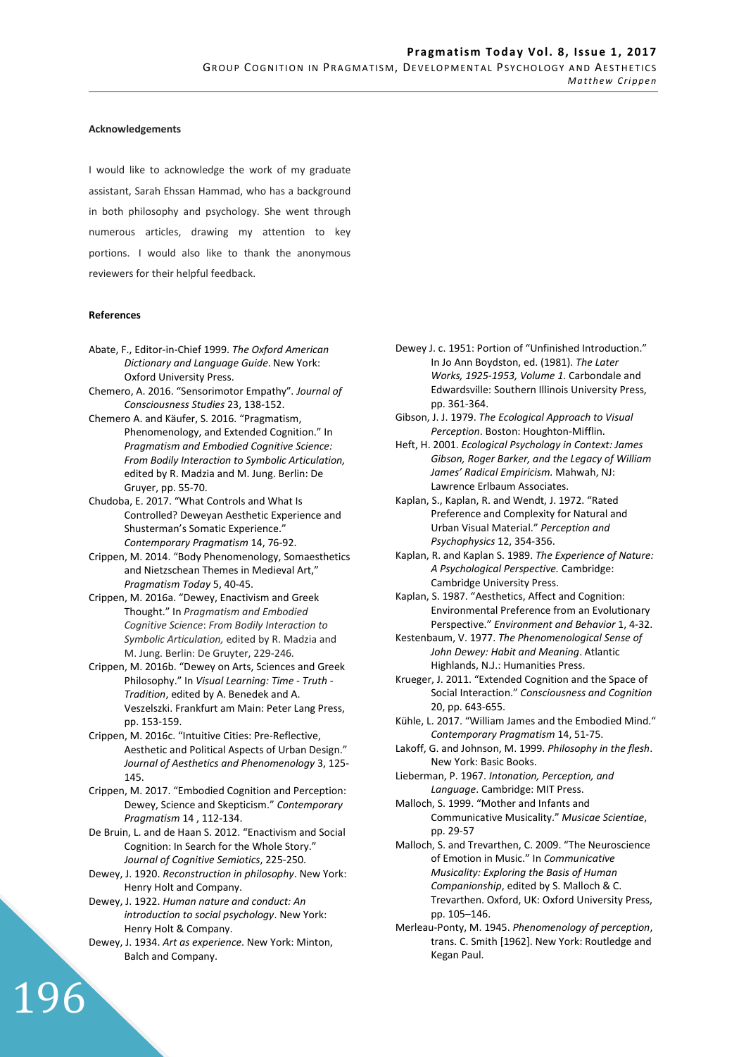**Acknowledgements**

I would like to acknowledge the work of my graduate assistant, Sarah Ehssan Hammad, who has a background in both philosophy and psychology. She went through numerous articles, drawing my attention to key portions. I would also like to thank the anonymous reviewers for their helpful feedback.

**References**

Abate, F., Editor-in-Chief 1999. *The Oxford American Dictionary and Language Guide*. New York: Oxford University Press.

Chemero, A. 2016. "Sensorimotor Empathy". *Journal of Consciousness Studies* 23, 138-152.

Chemero A. and Käufer, S. 2016. "Pragmatism, Phenomenology, and Extended Cognition." In *Pragmatism and Embodied Cognitive Science: From Bodily Interaction to Symbolic Articulation,* edited by R. Madzia and M. Jung. Berlin: De Gruyer, pp. 55-70.

Chudoba, E. 2017. "What Controls and What Is Controlled? Deweyan Aesthetic Experience and Shusterman's Somatic Experience." *Contemporary Pragmatism* 14, 76-92.

Crippen, M. 2014. "Body Phenomenology, Somaesthetics and Nietzschean Themes in Medieval Art," *Pragmatism Today* 5, 40-45.

Crippen, M. 2016a. "Dewey, Enactivism and Greek Thought." In *Pragmatism and Embodied Cognitive Science*: *From Bodily Interaction to Symbolic Articulation,* edited by R. Madzia and M. Jung. Berlin: De Gruyter, 229-246.

Crippen, M. 2016b. "Dewey on Arts, Sciences and Greek Philosophy." In *Visual Learning: Time - Truth - Tradition*, edited by A. Benedek and A. Veszelszki. Frankfurt am Main: Peter Lang Press, pp. 153-159.

Crippen, M. 2016c. "Intuitive Cities: Pre-Reflective, Aesthetic and Political Aspects of Urban Design." *Journal of Aesthetics and Phenomenology* 3, 125-145.

Crippen, M. 2017. "Embodied Cognition and Perception: Dewey, Science and Skepticism." *Contemporary Pragmatism* 14 , 112-134.

De Bruin, L. and de Haan S. 2012. "Enactivism and Social Cognition: In Search for the Whole Story." *Journal of Cognitive Semiotics*, 225-250.

Dewey, J. 1920. *Reconstruction in philosophy*. New York: Henry Holt and Company.

Dewey, J. 1922. *Human nature and conduct: An introduction to social psychology*. New York: Henry Holt & Company.

Dewey, J. 1934. *Art as experience*. New York: Minton, Balch and Company.

Dewey J. c. 1951: Portion of "Unfinished Introduction." In Jo Ann Boydston, ed. (1981). *The Later Works, 1925-1953, Volume 1*. Carbondale and Edwardsville: Southern Illinois University Press, pp. 361-364.

Gibson, J. J. 1979. *The Ecological Approach to Visual Perception*. Boston: Houghton-Mifflin.

Heft, H. 2001. *Ecological Psychology in Context: James Gibson, Roger Barker, and the Legacy of William James' Radical Empiricism.* Mahwah, NJ: Lawrence Erlbaum Associates.

Kaplan, S., Kaplan, R. and Wendt, J. 1972. "Rated Preference and Complexity for Natural and Urban Visual Material." *Perception and Psychophysics* 12, 354-356.

Kaplan, R. and Kaplan S. 1989. *The Experience of Nature: A Psychological Perspective.* Cambridge: Cambridge University Press.

Kaplan, S. 1987. "Aesthetics, Affect and Cognition: Environmental Preference from an Evolutionary Perspective." *Environment and Behavior* 1, 4-32.

Kestenbaum, V. 1977. *The Phenomenological Sense of John Dewey: Habit and Meaning*. Atlantic Highlands, N.J.: Humanities Press.

Krueger, J. 2011. "Extended Cognition and the Space of Social Interaction." *Consciousness and Cognition* 20, pp. 643-655.

Kühle, L. 2017. "William James and the Embodied Mind." *Contemporary Pragmatism* 14, 51-75.

Lakoff, G. and Johnson, M. 1999. *Philosophy in the flesh*. New York: Basic Books.

Lieberman, P. 1967. *Intonation, Perception, and Language*. Cambridge: MIT Press.

Malloch, S. 1999. "Mother and Infants and Communicative Musicality." *Musicae Scientiae*, pp. 29-57

Malloch, S. and Trevarthen, C. 2009. "The Neuroscience of Emotion in Music." In *Communicative Musicality: Exploring the Basis of Human Companionship*, edited by S. Malloch & C. Trevarthen. Oxford, UK: Oxford University Press, pp. 105–146.

Merleau-Ponty, M. 1945. *Phenomenology of perception*, trans. C. Smith [1962]. New York: Routledge and Kegan Paul.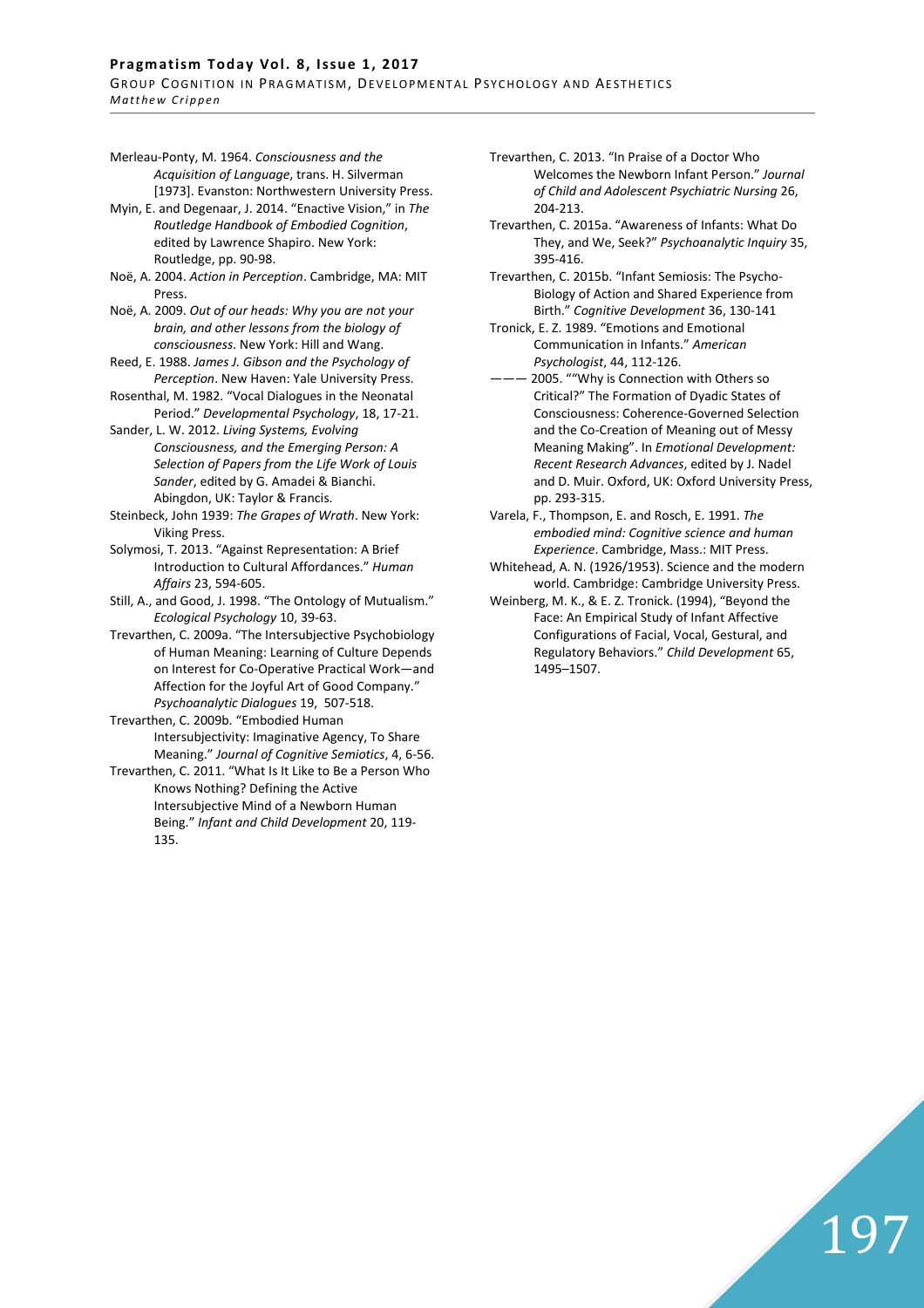Merleau-Ponty, M. 1964. *Consciousness and the Acquisition of Language*, trans. H. Silverman [1973]. Evanston: Northwestern University Press.

Myin, E. and Degenaar, J. 2014. "Enactive Vision," in *The Routledge Handbook of Embodied Cognition*, edited by Lawrence Shapiro. New York: Routledge, pp. 90-98.

Noë, A. 2004. *Action in Perception*. Cambridge, MA: MIT Press.

Noë, A. 2009. *Out of our heads: Why you are not your brain, and other lessons from the biology of consciousness*. New York: Hill and Wang.

Reed, E. 1988. *James J. Gibson and the Psychology of Perception*. New Haven: Yale University Press.

Rosenthal, M. 1982. "Vocal Dialogues in the Neonatal Period." *Developmental Psychology*, 18, 17-21.

Sander, L. W. 2012. *Living Systems, Evolving Consciousness, and the Emerging Person: A Selection of Papers from the Life Work of Louis Sander*, edited by G. Amadei & Bianchi. Abingdon, UK: Taylor & Francis.

Steinbeck, John 1939: *The Grapes of Wrath*. New York: Viking Press.

Solymosi, T. 2013. "Against Representation: A Brief Introduction to Cultural Affordances." *Human Affairs* 23, 594-605.

Still, A., and Good, J. 1998. "The Ontology of Mutualism." *Ecological Psychology* 10, 39-63.

Trevarthen, C. 2009a. "The Intersubjective Psychobiology of Human Meaning: Learning of Culture Depends on Interest for Co-Operative Practical Work—and Affection for the Joyful Art of Good Company." *Psychoanalytic Dialogues* 19, 507-518.

Trevarthen, C. 2009b. "Embodied Human Intersubjectivity: Imaginative Agency, To Share Meaning." *Journal of Cognitive Semiotics*, 4, 6-56.

Trevarthen, C. 2011. "What Is It Like to Be a Person Who Knows Nothing? Defining the Active Intersubjective Mind of a Newborn Human Being." *Infant and Child Development* 20, 119-135.

Trevarthen, C. 2013. "In Praise of a Doctor Who Welcomes the Newborn Infant Person." *Journal of Child and Adolescent Psychiatric Nursing* 26, 204-213.

Trevarthen, C. 2015a. "Awareness of Infants: What Do They, and We, Seek?" *Psychoanalytic Inquiry* 35, 395-416.

Trevarthen, C. 2015b. "Infant Semiosis: The Psycho-Biology of Action and Shared Experience from Birth." *Cognitive Development* 36, 130-141

Tronick, E. Z. 1989. "Emotions and Emotional Communication in Infants." *American Psychologist*, 44, 112-126.

——— 2005. ""Why is Connection with Others so Critical?" The Formation of Dyadic States of Consciousness: Coherence-Governed Selection and the Co-Creation of Meaning out of Messy Meaning Making". In *Emotional Development: Recent Research Advances*, edited by J. Nadel and D. Muir. Oxford, UK: Oxford University Press, pp. 293-315.

Varela, F., Thompson, E. and Rosch, E. 1991. *The embodied mind: Cognitive science and human Experience*. Cambridge, Mass.: MIT Press.

Whitehead, A. N. (1926/1953). Science and the modern world. Cambridge: Cambridge University Press.

Weinberg, M. K., & E. Z. Tronick. (1994), "Beyond the Face: An Empirical Study of Infant Affective Configurations of Facial, Vocal, Gestural, and Regulatory Behaviors." *Child Development* 65, 1495–1507.